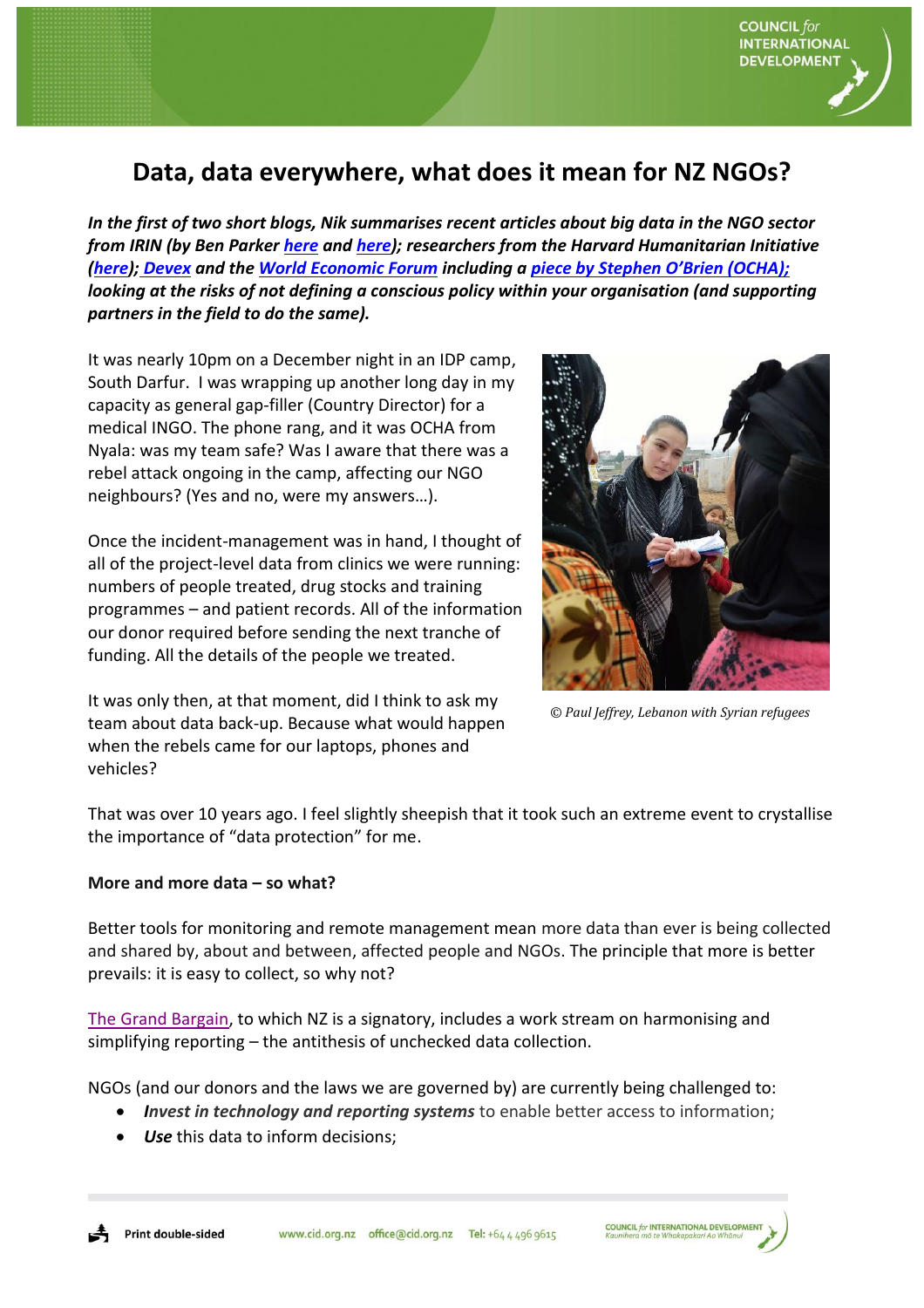# Data, data everywhere, what does it mean for NZ NGOs?

***In the first of two short blogs, Nik summarises recent articles about big data in the NGO sector from IRIN (by Ben Parker here and here); researchers from the Harvard Humanitarian Initiative (here); Devex and the World Economic Forum including a piece by Stephen O'Brien (OCHA); looking at the risks of not defining a conscious policy within your organisation (and supporting partners in the field to do the same).***

It was nearly 10pm on a December night in an IDP camp, South Darfur. I was wrapping up another long day in my capacity as general gap-filler (Country Director) for a medical INGO. The phone rang, and it was OCHA from Nyala: was my team safe? Was I aware that there was a rebel attack ongoing in the camp, affecting our NGO neighbours? (Yes and no, were my answers…).

Once the incident-management was in hand, I thought of all of the project-level data from clinics we were running: numbers of people treated, drug stocks and training programmes – and patient records. All of the information our donor required before sending the next tranche of funding. All the details of the people we treated.

It was only then, at that moment, did I think to ask my team about data back-up. Because what would happen when the rebels came for our laptops, phones and vehicles?

*© Paul Jeffrey, Lebanon with Syrian refugees*

That was over 10 years ago. I feel slightly sheepish that it took such an extreme event to crystallise the importance of "data protection" for me.

**More and more data – so what?**

Better tools for monitoring and remote management mean more data than ever is being collected and shared by, about and between, affected people and NGOs. The principle that more is better prevails: it is easy to collect, so why not?

The Grand Bargain, to which NZ is a signatory, includes a work stream on harmonising and simplifying reporting – the antithesis of unchecked data collection.

NGOs (and our donors and the laws we are governed by) are currently being challenged to:

- ***Invest in technology and reporting systems*** to enable better access to information;
- ***Use*** this data to inform decisions;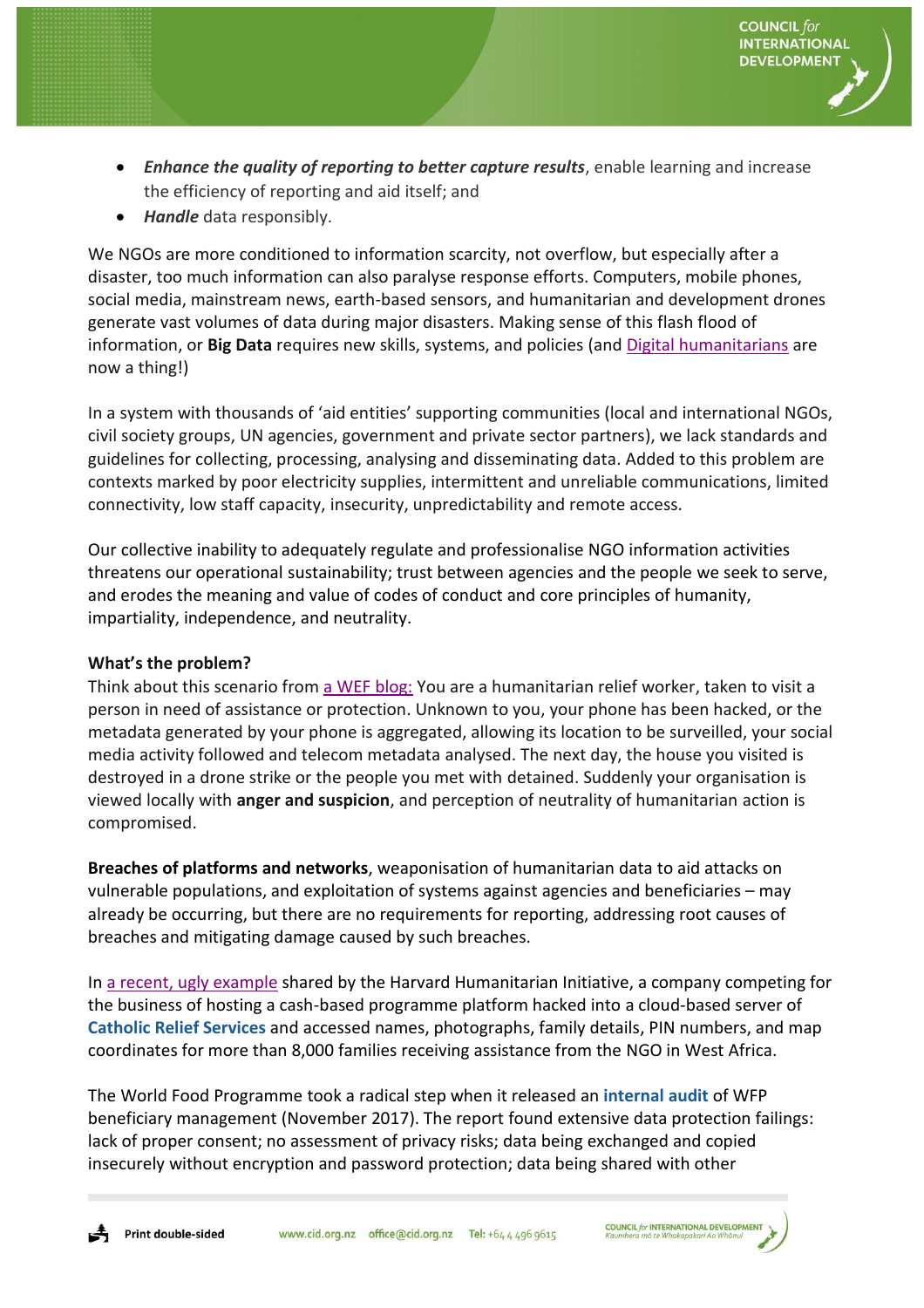- ***Enhance the quality of reporting to better capture results***, enable learning and increase the efficiency of reporting and aid itself; and
- ***Handle*** data responsibly.

We NGOs are more conditioned to information scarcity, not overflow, but especially after a disaster, too much information can also paralyse response efforts. Computers, mobile phones, social media, mainstream news, earth-based sensors, and humanitarian and development drones generate vast volumes of data during major disasters. Making sense of this flash flood of information, or **Big Data** requires new skills, systems, and policies (and Digital humanitarians are now a thing!)

In a system with thousands of 'aid entities' supporting communities (local and international NGOs, civil society groups, UN agencies, government and private sector partners), we lack standards and guidelines for collecting, processing, analysing and disseminating data. Added to this problem are contexts marked by poor electricity supplies, intermittent and unreliable communications, limited connectivity, low staff capacity, insecurity, unpredictability and remote access.

Our collective inability to adequately regulate and professionalise NGO information activities threatens our operational sustainability; trust between agencies and the people we seek to serve, and erodes the meaning and value of codes of conduct and core principles of humanity, impartiality, independence, and neutrality.

**What's the problem?**
Think about this scenario from a WEF blog: You are a humanitarian relief worker, taken to visit a person in need of assistance or protection. Unknown to you, your phone has been hacked, or the metadata generated by your phone is aggregated, allowing its location to be surveilled, your social media activity followed and telecom metadata analysed. The next day, the house you visited is destroyed in a drone strike or the people you met with detained. Suddenly your organisation is viewed locally with **anger and suspicion**, and perception of neutrality of humanitarian action is compromised.

**Breaches of platforms and networks**, weaponisation of humanitarian data to aid attacks on vulnerable populations, and exploitation of systems against agencies and beneficiaries – may already be occurring, but there are no requirements for reporting, addressing root causes of breaches and mitigating damage caused by such breaches.

In a recent, ugly example shared by the Harvard Humanitarian Initiative, a company competing for the business of hosting a cash-based programme platform hacked into a cloud-based server of **Catholic Relief Services** and accessed names, photographs, family details, PIN numbers, and map coordinates for more than 8,000 families receiving assistance from the NGO in West Africa.

The World Food Programme took a radical step when it released an **internal audit** of WFP beneficiary management (November 2017). The report found extensive data protection failings: lack of proper consent; no assessment of privacy risks; data being exchanged and copied insecurely without encryption and password protection; data being shared with other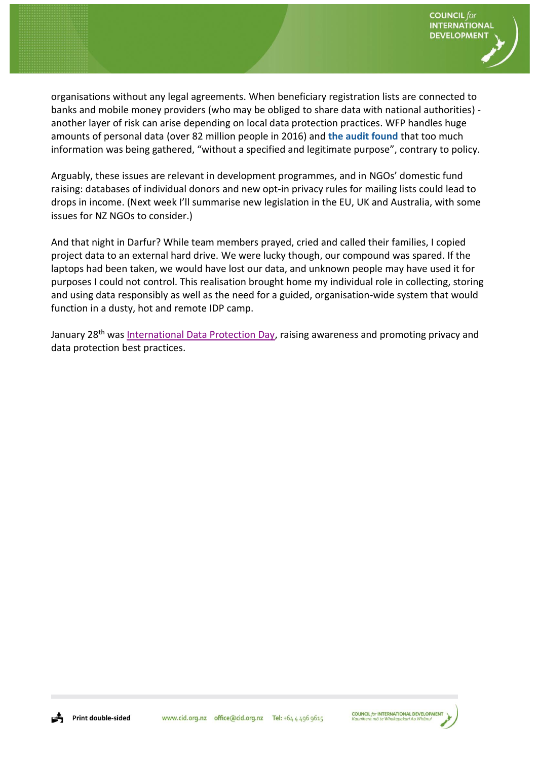organisations without any legal agreements. When beneficiary registration lists are connected to banks and mobile money providers (who may be obliged to share data with national authorities) - another layer of risk can arise depending on local data protection practices. WFP handles huge amounts of personal data (over 82 million people in 2016) and **the audit found** that too much information was being gathered, "without a specified and legitimate purpose", contrary to policy.

Arguably, these issues are relevant in development programmes, and in NGOs' domestic fund raising: databases of individual donors and new opt-in privacy rules for mailing lists could lead to drops in income. (Next week I'll summarise new legislation in the EU, UK and Australia, with some issues for NZ NGOs to consider.)

And that night in Darfur? While team members prayed, cried and called their families, I copied project data to an external hard drive. We were lucky though, our compound was spared. If the laptops had been taken, we would have lost our data, and unknown people may have used it for purposes I could not control. This realisation brought home my individual role in collecting, storing and using data responsibly as well as the need for a guided, organisation-wide system that would function in a dusty, hot and remote IDP camp.

January 28th was International Data Protection Day, raising awareness and promoting privacy and data protection best practices.